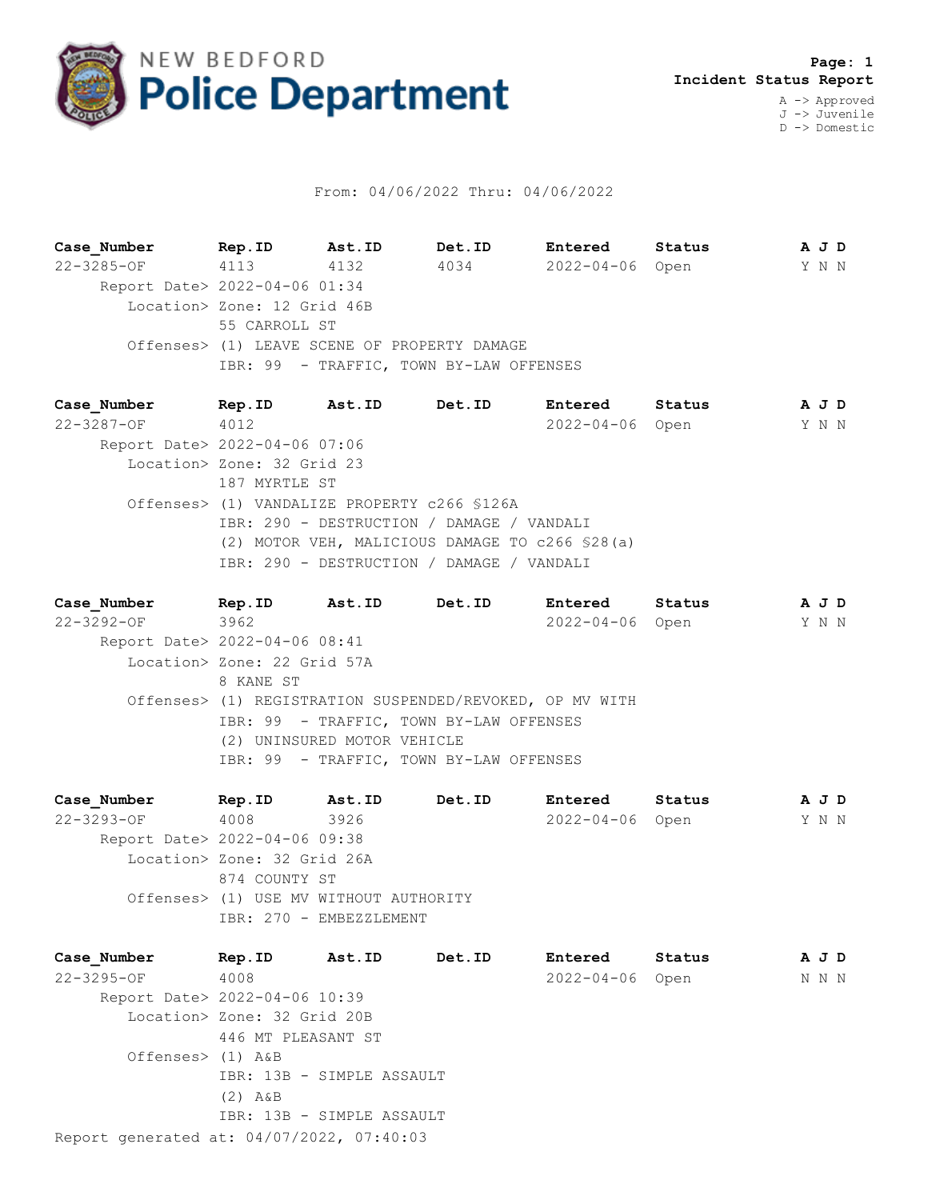# NEW BEDFORD Police Department

**Page: 1**
**Incident Status Report**

A -> Approved
J -> Juvenile
D -> Domestic

From: 04/06/2022 Thru: 04/06/2022

| Case_Number | Rep.ID | Ast.ID | Det.ID | Entered | Status | A J D |
|---|---|---|---|---|---|---|
| 22-3285-OF | 4113 | 4132 | 4034 | 2022-04-06 | Open | Y N N |

Report Date> 2022-04-06 01:34
Location> Zone: 12 Grid 46B
55 CARROLL ST
Offenses> (1) LEAVE SCENE OF PROPERTY DAMAGE
IBR: 99 - TRAFFIC, TOWN BY-LAW OFFENSES

| Case_Number | Rep.ID | Ast.ID | Det.ID | Entered | Status | A J D |
|---|---|---|---|---|---|---|
| 22-3287-OF | 4012 | | | 2022-04-06 | Open | Y N N |

Report Date> 2022-04-06 07:06
Location> Zone: 32 Grid 23
187 MYRTLE ST
Offenses> (1) VANDALIZE PROPERTY c266 §126A
IBR: 290 - DESTRUCTION / DAMAGE / VANDALI
(2) MOTOR VEH, MALICIOUS DAMAGE TO c266 §28(a)
IBR: 290 - DESTRUCTION / DAMAGE / VANDALI

| Case_Number | Rep.ID | Ast.ID | Det.ID | Entered | Status | A J D |
|---|---|---|---|---|---|---|
| 22-3292-OF | 3962 | | | 2022-04-06 | Open | Y N N |

Report Date> 2022-04-06 08:41
Location> Zone: 22 Grid 57A
8 KANE ST
Offenses> (1) REGISTRATION SUSPENDED/REVOKED, OP MV WITH
IBR: 99 - TRAFFIC, TOWN BY-LAW OFFENSES
(2) UNINSURED MOTOR VEHICLE
IBR: 99 - TRAFFIC, TOWN BY-LAW OFFENSES

| Case_Number | Rep.ID | Ast.ID | Det.ID | Entered | Status | A J D |
|---|---|---|---|---|---|---|
| 22-3293-OF | 4008 | 3926 | | 2022-04-06 | Open | Y N N |

Report Date> 2022-04-06 09:38
Location> Zone: 32 Grid 26A
874 COUNTY ST
Offenses> (1) USE MV WITHOUT AUTHORITY
IBR: 270 - EMBEZZLEMENT

| Case_Number | Rep.ID | Ast.ID | Det.ID | Entered | Status | A J D |
|---|---|---|---|---|---|---|
| 22-3295-OF | 4008 | | | 2022-04-06 | Open | N N N |

Report Date> 2022-04-06 10:39
Location> Zone: 32 Grid 20B
446 MT PLEASANT ST
Offenses> (1) A&B
IBR: 13B - SIMPLE ASSAULT
(2) A&B
IBR: 13B - SIMPLE ASSAULT

Report generated at: 04/07/2022, 07:40:03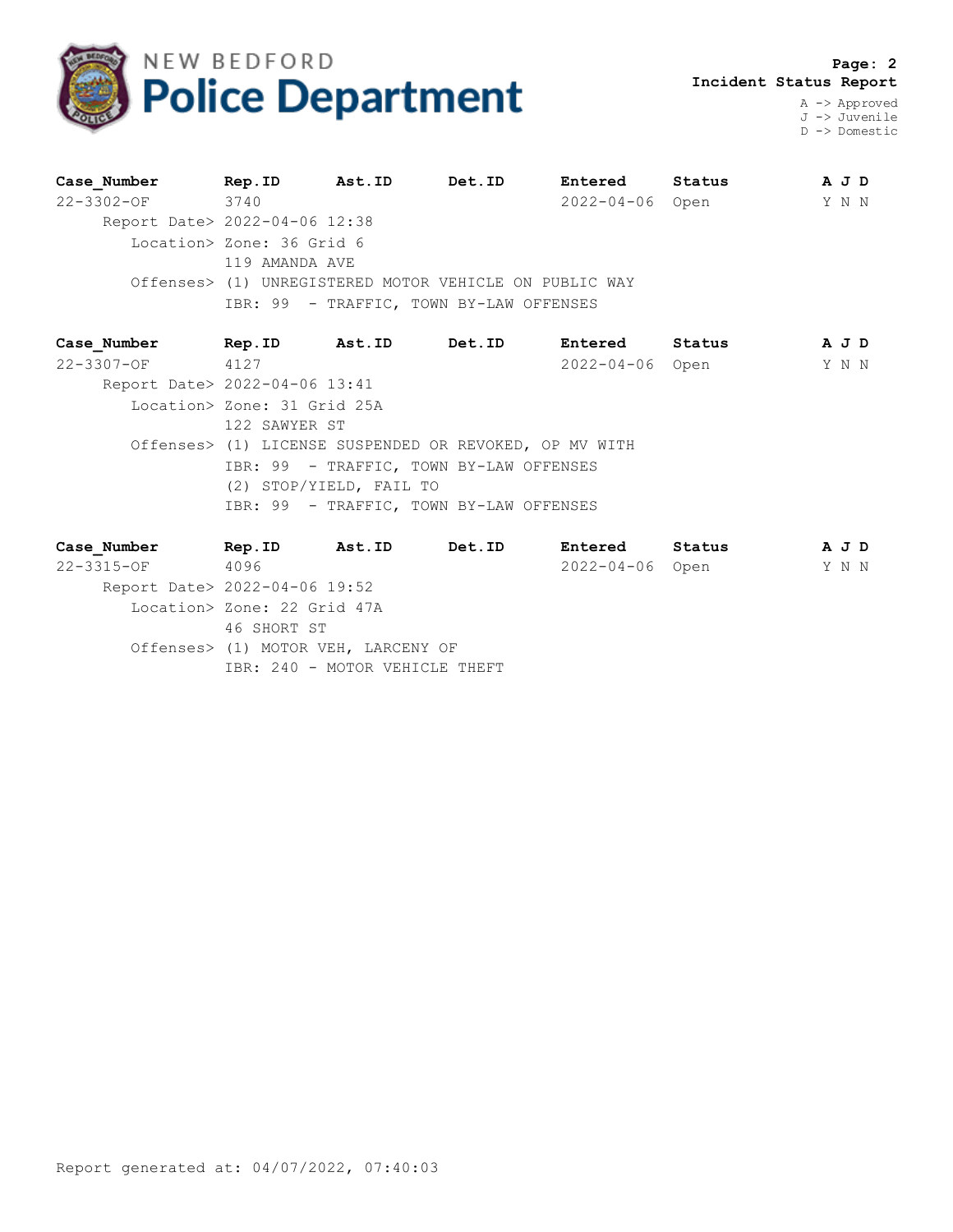# NEW BEDFORD Police Department

**Incident Status Report**

A -> Approved
J -> Juvenile
D -> Domestic

| Case_Number | Rep.ID | Ast.ID | Det.ID | Entered | Status | A | J | D |
|---|---|---|---|---|---|---|---|---|
| 22-3302-OF | 3740 | | | 2022-04-06 | Open | Y | N | N |

Report Date> 2022-04-06 12:38
Location> Zone: 36 Grid 6
119 AMANDA AVE
Offenses> (1) UNREGISTERED MOTOR VEHICLE ON PUBLIC WAY
IBR: 99 - TRAFFIC, TOWN BY-LAW OFFENSES

| Case_Number | Rep.ID | Ast.ID | Det.ID | Entered | Status | A | J | D |
|---|---|---|---|---|---|---|---|---|
| 22-3307-OF | 4127 | | | 2022-04-06 | Open | Y | N | N |

Report Date> 2022-04-06 13:41
Location> Zone: 31 Grid 25A
122 SAWYER ST
Offenses> (1) LICENSE SUSPENDED OR REVOKED, OP MV WITH
IBR: 99 - TRAFFIC, TOWN BY-LAW OFFENSES
(2) STOP/YIELD, FAIL TO
IBR: 99 - TRAFFIC, TOWN BY-LAW OFFENSES

| Case_Number | Rep.ID | Ast.ID | Det.ID | Entered | Status | A | J | D |
|---|---|---|---|---|---|---|---|---|
| 22-3315-OF | 4096 | | | 2022-04-06 | Open | Y | N | N |

Report Date> 2022-04-06 19:52
Location> Zone: 22 Grid 47A
46 SHORT ST
Offenses> (1) MOTOR VEH, LARCENY OF
IBR: 240 - MOTOR VEHICLE THEFT

Report generated at: 04/07/2022, 07:40:03